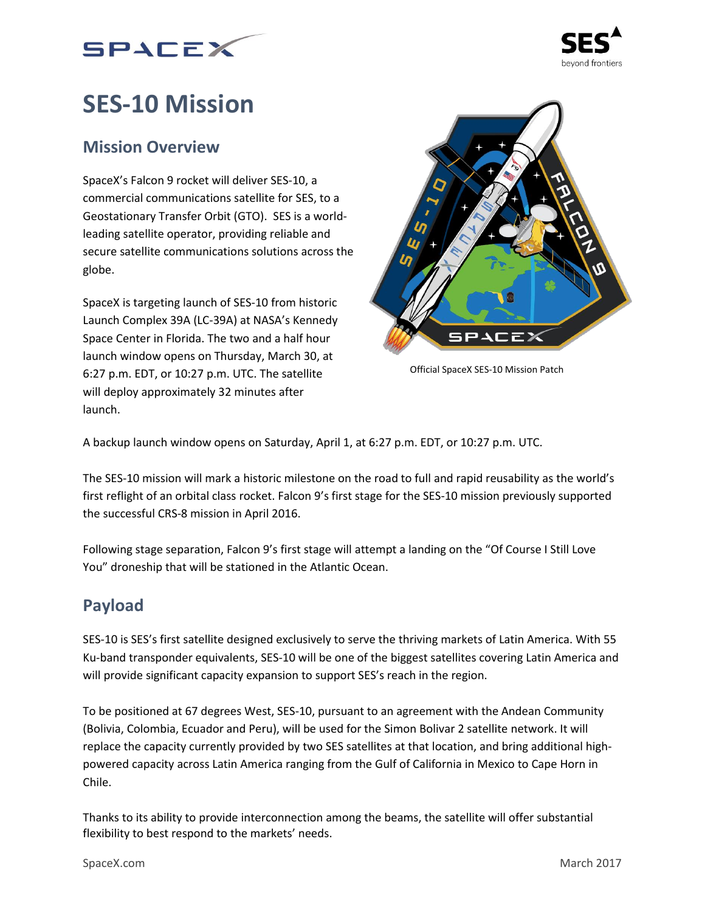# SES-10 Mission

## Mission Overview

SpaceX's Falcon 9 rocket will deliver SES-10, a commercial communications satellite for SES, to a Geostationary Transfer Orbit (GTO). SES is a world-leading satellite operator, providing reliable and secure satellite communications solutions across the globe.

SpaceX is targeting launch of SES-10 from historic Launch Complex 39A (LC-39A) at NASA's Kennedy Space Center in Florida. The two and a half hour launch window opens on Thursday, March 30, at 6:27 p.m. EDT, or 10:27 p.m. UTC. The satellite will deploy approximately 32 minutes after launch.

Official SpaceX SES-10 Mission Patch

A backup launch window opens on Saturday, April 1, at 6:27 p.m. EDT, or 10:27 p.m. UTC.

The SES-10 mission will mark a historic milestone on the road to full and rapid reusability as the world's first reflight of an orbital class rocket. Falcon 9's first stage for the SES-10 mission previously supported the successful CRS-8 mission in April 2016.

Following stage separation, Falcon 9's first stage will attempt a landing on the "Of Course I Still Love You" droneship that will be stationed in the Atlantic Ocean.

## Payload

SES-10 is SES's first satellite designed exclusively to serve the thriving markets of Latin America. With 55 Ku-band transponder equivalents, SES-10 will be one of the biggest satellites covering Latin America and will provide significant capacity expansion to support SES's reach in the region.

To be positioned at 67 degrees West, SES-10, pursuant to an agreement with the Andean Community (Bolivia, Colombia, Ecuador and Peru), will be used for the Simon Bolivar 2 satellite network. It will replace the capacity currently provided by two SES satellites at that location, and bring additional high-powered capacity across Latin America ranging from the Gulf of California in Mexico to Cape Horn in Chile.

Thanks to its ability to provide interconnection among the beams, the satellite will offer substantial flexibility to best respond to the markets' needs.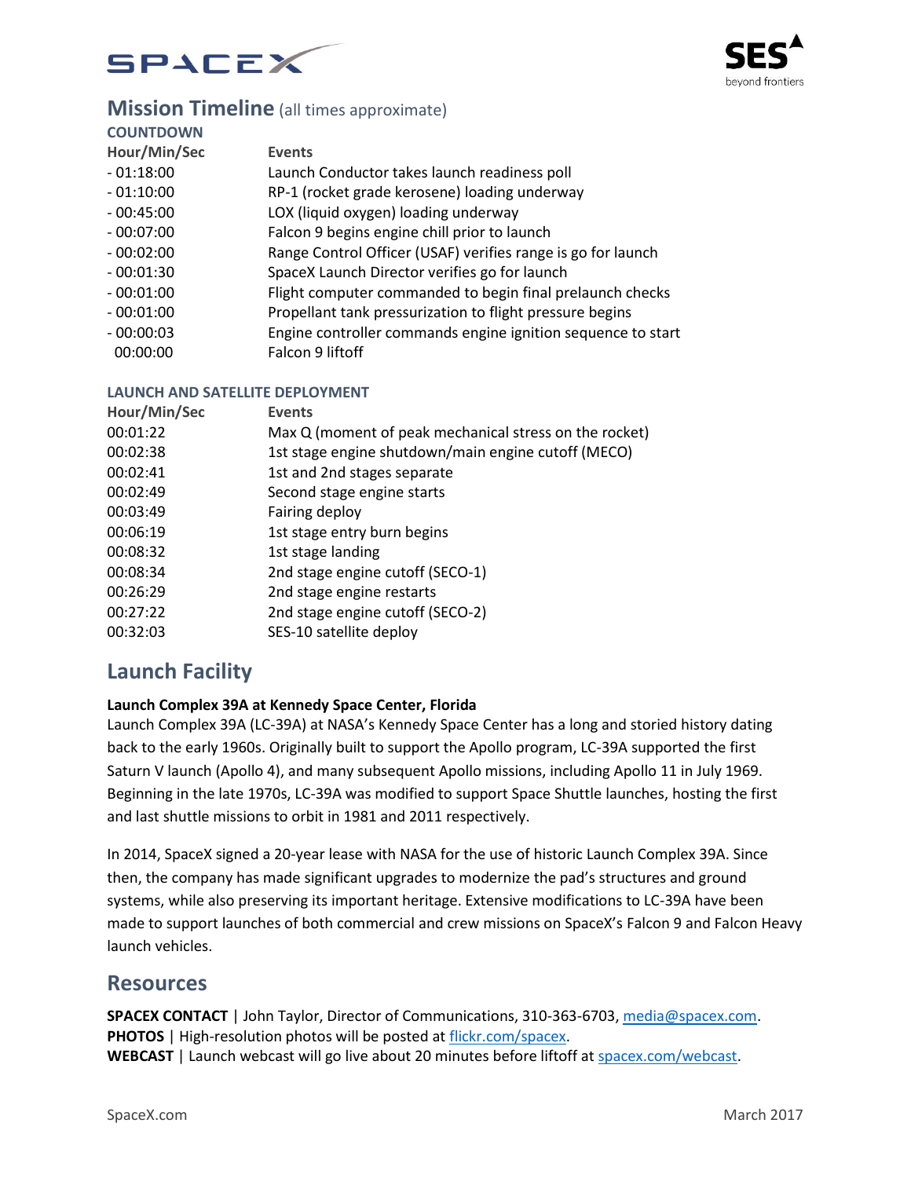## Mission Timeline (all times approximate)

### COUNTDOWN

| Hour/Min/Sec | Events |
|---|---|
| - 01:18:00 | Launch Conductor takes launch readiness poll |
| - 01:10:00 | RP-1 (rocket grade kerosene) loading underway |
| - 00:45:00 | LOX (liquid oxygen) loading underway |
| - 00:07:00 | Falcon 9 begins engine chill prior to launch |
| - 00:02:00 | Range Control Officer (USAF) verifies range is go for launch |
| - 00:01:30 | SpaceX Launch Director verifies go for launch |
| - 00:01:00 | Flight computer commanded to begin final prelaunch checks |
| - 00:01:00 | Propellant tank pressurization to flight pressure begins |
| - 00:00:03 | Engine controller commands engine ignition sequence to start |
| 00:00:00 | Falcon 9 liftoff |

### LAUNCH AND SATELLITE DEPLOYMENT

| Hour/Min/Sec | Events |
|---|---|
| 00:01:22 | Max Q (moment of peak mechanical stress on the rocket) |
| 00:02:38 | 1st stage engine shutdown/main engine cutoff (MECO) |
| 00:02:41 | 1st and 2nd stages separate |
| 00:02:49 | Second stage engine starts |
| 00:03:49 | Fairing deploy |
| 00:06:19 | 1st stage entry burn begins |
| 00:08:32 | 1st stage landing |
| 00:08:34 | 2nd stage engine cutoff (SECO-1) |
| 00:26:29 | 2nd stage engine restarts |
| 00:27:22 | 2nd stage engine cutoff (SECO-2) |
| 00:32:03 | SES-10 satellite deploy |

## Launch Facility

**Launch Complex 39A at Kennedy Space Center, Florida**

Launch Complex 39A (LC-39A) at NASA's Kennedy Space Center has a long and storied history dating back to the early 1960s. Originally built to support the Apollo program, LC-39A supported the first Saturn V launch (Apollo 4), and many subsequent Apollo missions, including Apollo 11 in July 1969. Beginning in the late 1970s, LC-39A was modified to support Space Shuttle launches, hosting the first and last shuttle missions to orbit in 1981 and 2011 respectively.

In 2014, SpaceX signed a 20-year lease with NASA for the use of historic Launch Complex 39A. Since then, the company has made significant upgrades to modernize the pad's structures and ground systems, while also preserving its important heritage. Extensive modifications to LC-39A have been made to support launches of both commercial and crew missions on SpaceX's Falcon 9 and Falcon Heavy launch vehicles.

## Resources

**SPACEX CONTACT** | John Taylor, Director of Communications, 310-363-6703, media@spacex.com.
**PHOTOS** | High-resolution photos will be posted at flickr.com/spacex.
**WEBCAST** | Launch webcast will go live about 20 minutes before liftoff at spacex.com/webcast.